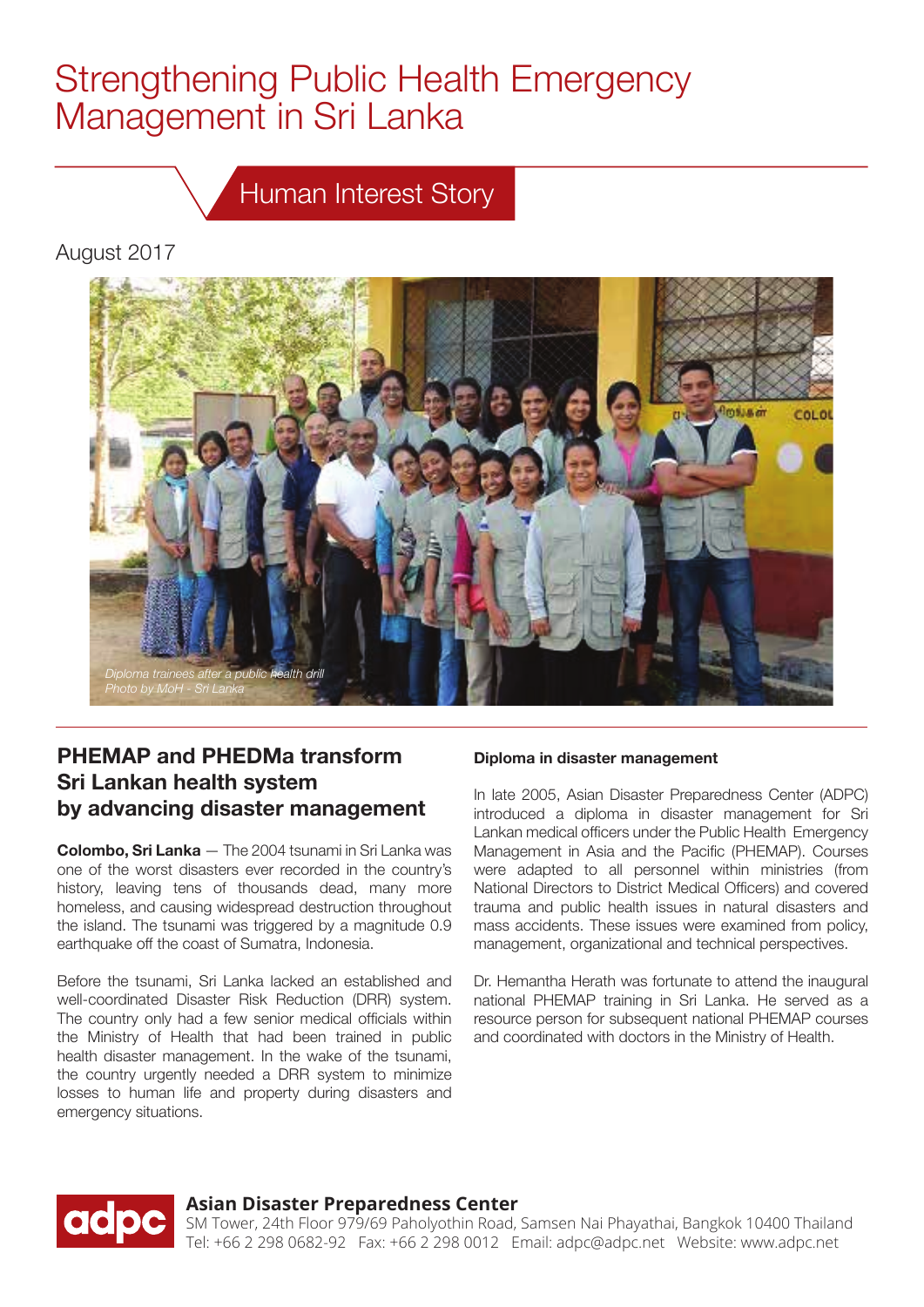# Strengthening Public Health Emergency Management in Sri Lanka

## Human Interest Story

August 2017

*Diploma trainees after a public health drill*
*Photo by MoH - Sri Lanka*

## PHEMAP and PHEDMa transform Sri Lankan health system by advancing disaster management

**Colombo, Sri Lanka** — The 2004 tsunami in Sri Lanka was one of the worst disasters ever recorded in the country's history, leaving tens of thousands dead, many more homeless, and causing widespread destruction throughout the island. The tsunami was triggered by a magnitude 0.9 earthquake off the coast of Sumatra, Indonesia.

Before the tsunami, Sri Lanka lacked an established and well-coordinated Disaster Risk Reduction (DRR) system. The country only had a few senior medical officials within the Ministry of Health that had been trained in public health disaster management. In the wake of the tsunami, the country urgently needed a DRR system to minimize losses to human life and property during disasters and emergency situations.

### Diploma in disaster management

In late 2005, Asian Disaster Preparedness Center (ADPC) introduced a diploma in disaster management for Sri Lankan medical officers under the Public Health Emergency Management in Asia and the Pacific (PHEMAP). Courses were adapted to all personnel within ministries (from National Directors to District Medical Officers) and covered trauma and public health issues in natural disasters and mass accidents. These issues were examined from policy, management, organizational and technical perspectives.

Dr. Hemantha Herath was fortunate to attend the inaugural national PHEMAP training in Sri Lanka. He served as a resource person for subsequent national PHEMAP courses and coordinated with doctors in the Ministry of Health.

**Asian Disaster Preparedness Center**
SM Tower, 24th Floor 979/69 Paholyothin Road, Samsen Nai Phayathai, Bangkok 10400 Thailand
Tel: +66 2 298 0682-92 Fax: +66 2 298 0012 Email: adpc@adpc.net Website: www.adpc.net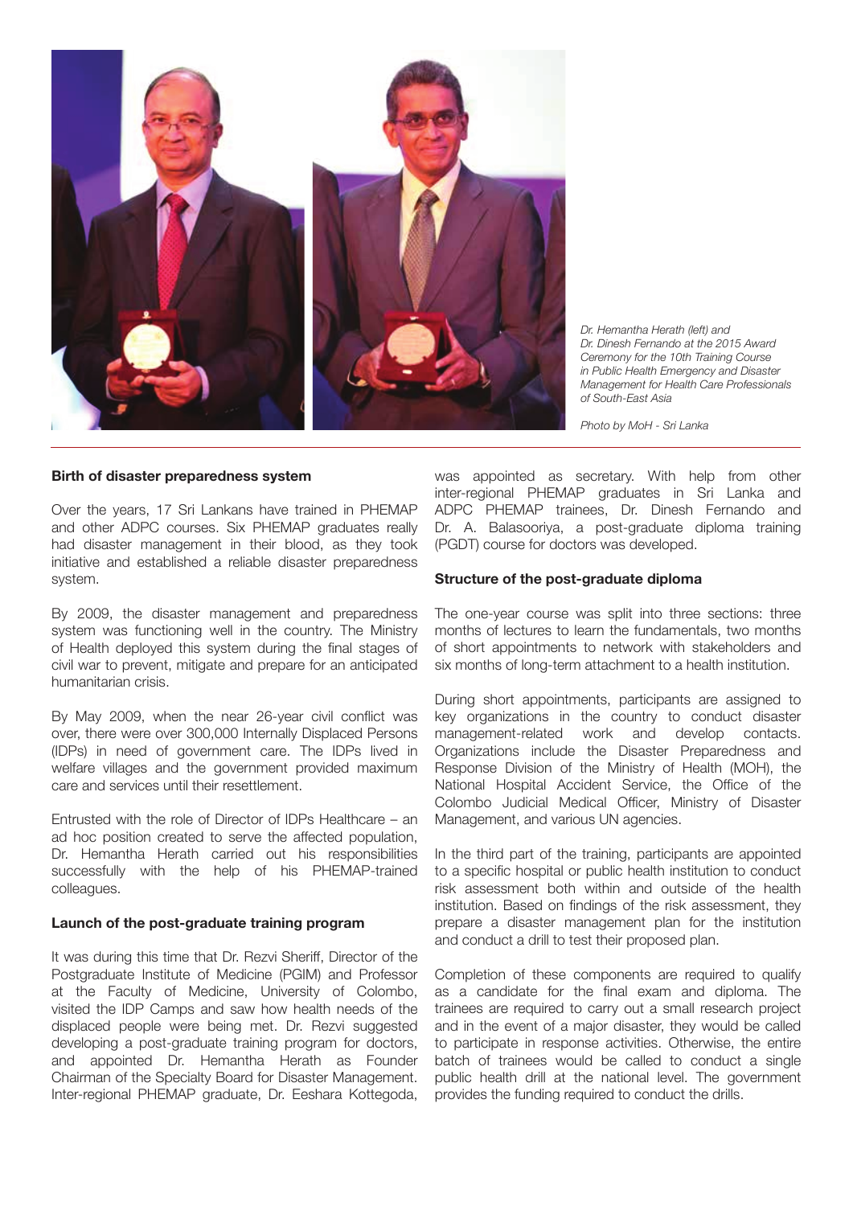*Dr. Hemantha Herath (left) and Dr. Dinesh Fernando at the 2015 Award Ceremony for the 10th Training Course in Public Health Emergency and Disaster Management for Health Care Professionals of South-East Asia*

*Photo by MoH - Sri Lanka*

**Birth of disaster preparedness system**

Over the years, 17 Sri Lankans have trained in PHEMAP and other ADPC courses. Six PHEMAP graduates really had disaster management in their blood, as they took initiative and established a reliable disaster preparedness system.

By 2009, the disaster management and preparedness system was functioning well in the country. The Ministry of Health deployed this system during the final stages of civil war to prevent, mitigate and prepare for an anticipated humanitarian crisis.

By May 2009, when the near 26-year civil conflict was over, there were over 300,000 Internally Displaced Persons (IDPs) in need of government care. The IDPs lived in welfare villages and the government provided maximum care and services until their resettlement.

Entrusted with the role of Director of IDPs Healthcare – an ad hoc position created to serve the affected population, Dr. Hemantha Herath carried out his responsibilities successfully with the help of his PHEMAP-trained colleagues.

**Launch of the post-graduate training program**

It was during this time that Dr. Rezvi Sheriff, Director of the Postgraduate Institute of Medicine (PGIM) and Professor at the Faculty of Medicine, University of Colombo, visited the IDP Camps and saw how health needs of the displaced people were being met. Dr. Rezvi suggested developing a post-graduate training program for doctors, and appointed Dr. Hemantha Herath as Founder Chairman of the Specialty Board for Disaster Management. Inter-regional PHEMAP graduate, Dr. Eeshara Kottegoda, was appointed as secretary. With help from other inter-regional PHEMAP graduates in Sri Lanka and ADPC PHEMAP trainees, Dr. Dinesh Fernando and Dr. A. Balasooriya, a post-graduate diploma training (PGDT) course for doctors was developed.

**Structure of the post-graduate diploma**

The one-year course was split into three sections: three months of lectures to learn the fundamentals, two months of short appointments to network with stakeholders and six months of long-term attachment to a health institution.

During short appointments, participants are assigned to key organizations in the country to conduct disaster management-related work and develop contacts. Organizations include the Disaster Preparedness and Response Division of the Ministry of Health (MOH), the National Hospital Accident Service, the Office of the Colombo Judicial Medical Officer, Ministry of Disaster Management, and various UN agencies.

In the third part of the training, participants are appointed to a specific hospital or public health institution to conduct risk assessment both within and outside of the health institution. Based on findings of the risk assessment, they prepare a disaster management plan for the institution and conduct a drill to test their proposed plan.

Completion of these components are required to qualify as a candidate for the final exam and diploma. The trainees are required to carry out a small research project and in the event of a major disaster, they would be called to participate in response activities. Otherwise, the entire batch of trainees would be called to conduct a single public health drill at the national level. The government provides the funding required to conduct the drills.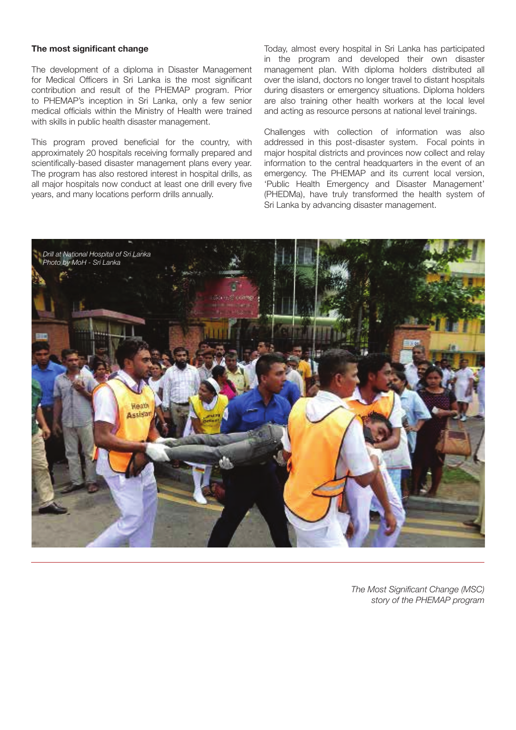**The most significant change**

The development of a diploma in Disaster Management for Medical Officers in Sri Lanka is the most significant contribution and result of the PHEMAP program. Prior to PHEMAP's inception in Sri Lanka, only a few senior medical officials within the Ministry of Health were trained with skills in public health disaster management.

This program proved beneficial for the country, with approximately 20 hospitals receiving formally prepared and scientifically-based disaster management plans every year. The program has also restored interest in hospital drills, as all major hospitals now conduct at least one drill every five years, and many locations perform drills annually.

Today, almost every hospital in Sri Lanka has participated in the program and developed their own disaster management plan. With diploma holders distributed all over the island, doctors no longer travel to distant hospitals during disasters or emergency situations. Diploma holders are also training other health workers at the local level and acting as resource persons at national level trainings.

Challenges with collection of information was also addressed in this post-disaster system. Focal points in major hospital districts and provinces now collect and relay information to the central headquarters in the event of an emergency. The PHEMAP and its current local version, 'Public Health Emergency and Disaster Management' (PHEDMa), have truly transformed the health system of Sri Lanka by advancing disaster management.

*Drill at National Hospital of Sri Lanka*
*Photo by MoH - Sri Lanka*

*The Most Significant Change (MSC) story of the PHEMAP program*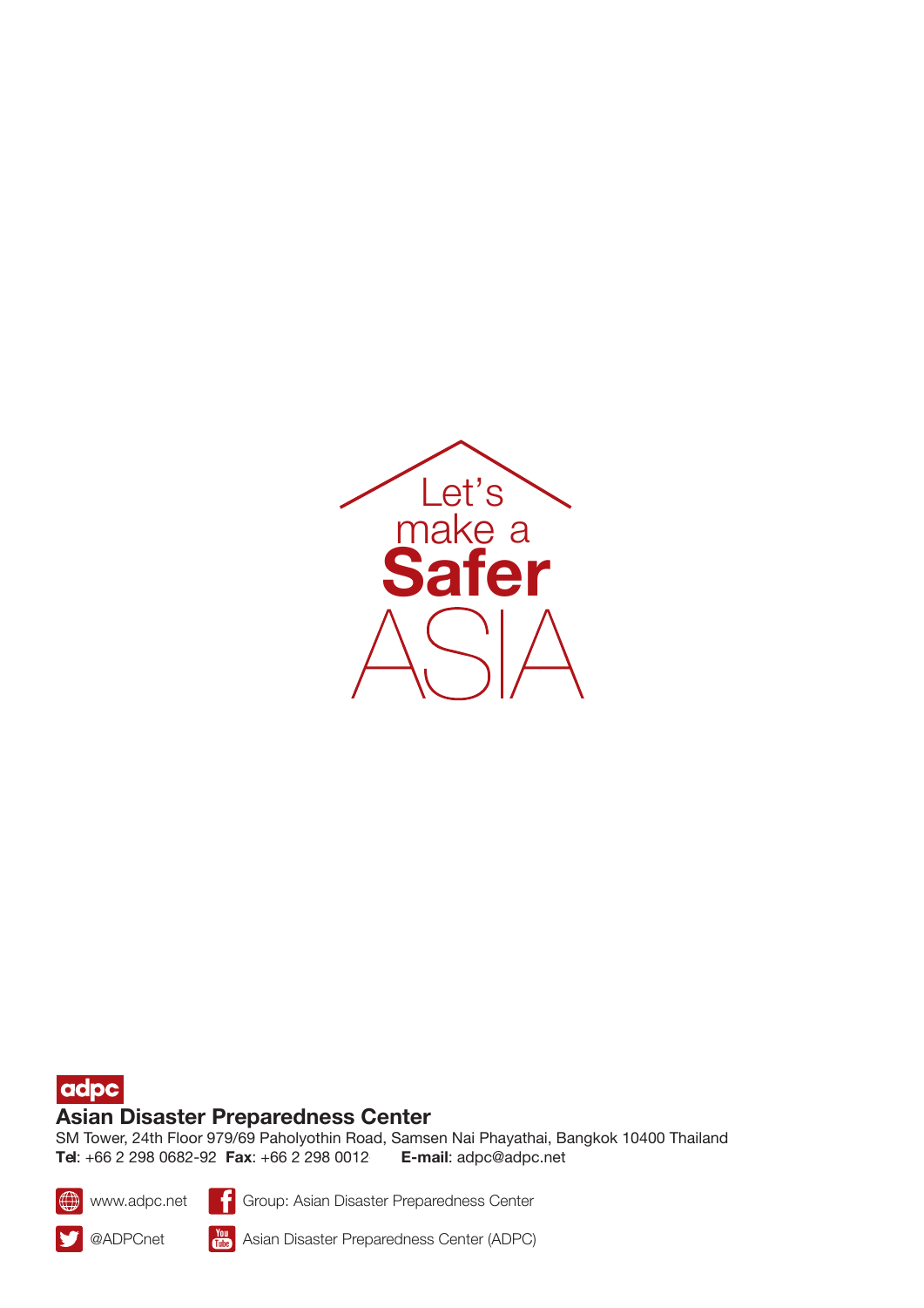Let's make a **Safer** ASIA

**adpc**

**Asian Disaster Preparedness Center**

SM Tower, 24th Floor 979/69 Paholyothin Road, Samsen Nai Phayathai, Bangkok 10400 Thailand

**Tel**: +66 2 298 0682-92 **Fax**: +66 2 298 0012 **E-mail**: adpc@adpc.net

www.adpc.net

Group: Asian Disaster Preparedness Center

@ADPCnet

Asian Disaster Preparedness Center (ADPC)